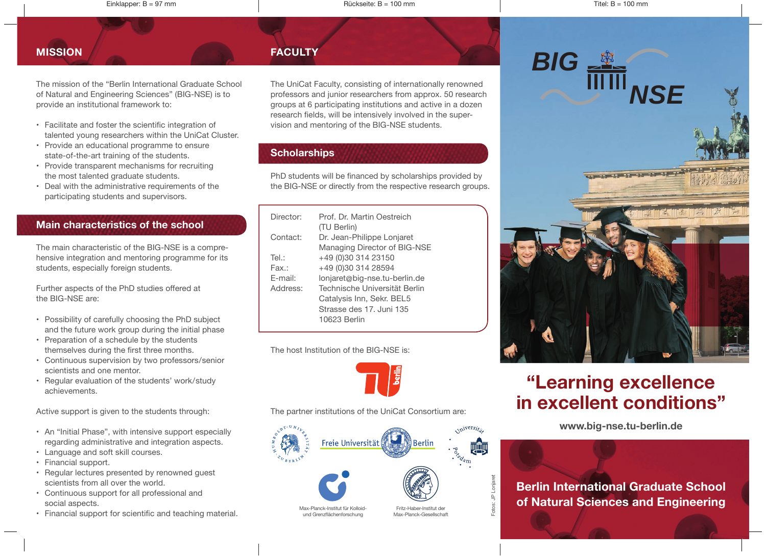## MISSION

The mission of the "Berlin International Graduate School of Natural and Engineering Sciences" (BIG-NSE) is to provide an institutional framework to:

- Facilitate and foster the scientific integration of talented young researchers within the UniCat Cluster.
- Provide an educational programme to ensure state-of-the-art training of the students.
- Provide transparent mechanisms for recruiting the most talented graduate students.
- Deal with the administrative requirements of the participating students and supervisors.

## Main characteristics of the school

The main characteristic of the BIG-NSE is a comprehensive integration and mentoring programme for its students, especially foreign students.

Further aspects of the PhD studies offered at the BIG-NSE are:

- Possibility of carefully choosing the PhD subject and the future work group during the initial phase
- Preparation of a schedule by the students themselves during the first three months.
- Continuous supervision by two professors/senior scientists and one mentor.
- Regular evaluation of the students' work/study achievements.

Active support is given to the students through:

- An "Initial Phase", with intensive support especially regarding administrative and integration aspects.
- Language and soft skill courses.
- Financial support.
- Regular lectures presented by renowned guest scientists from all over the world.
- Continuous support for all professional and social aspects.
- Financial support for scientific and teaching material.

## FACULTY

The UniCat Faculty, consisting of internationally renowned professors and junior researchers from approx. 50 research groups at 6 participating institutions and active in a dozen research fields, will be intensively involved in the supervision and mentoring of the BIG-NSE students.

## Scholarships

PhD students will be financed by scholarships provided by the BIG-NSE or directly from the respective research groups.

| | |
|---|---|
| Director: | Prof. Dr. Martin Oestreich (TU Berlin) |
| Contact: | Dr. Jean-Philippe Lonjaret<br>Managing Director of BIG-NSE |
| Tel.: | +49 (0)30 314 23150 |
| Fax.: | +49 (0)30 314 28594 |
| E-mail: | lonjaret@big-nse.tu-berlin.de |
| Address: | Technische Universität Berlin<br>Catalysis Inn, Sekr. BEL5<br>Strasse des 17. Juni 135<br>10623 Berlin |

The host Institution of the BIG-NSE is:

TU berlin

The partner institutions of the UniCat Consortium are:

Humboldt-Universität zu Berlin

Freie Universität Berlin

Universität Potsdam

Max-Planck-Institut für Kolloid- und Grenzflächenforschung

Fritz-Haber-Institut der Max-Planck-Gesellschaft

Fotos: JP Lonjaret

# BIG NSE

## "Learning excellence in excellent conditions"

www.big-nse.tu-berlin.de

**Berlin International Graduate School of Natural Sciences and Engineering**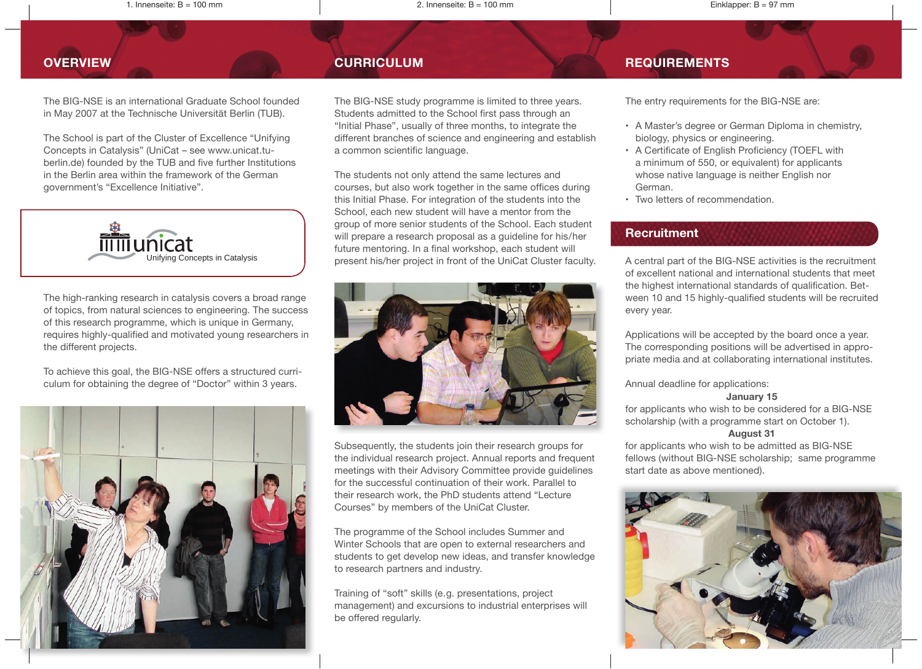## OVERVIEW

The BIG-NSE is an international Graduate School founded in May 2007 at the Technische Universität Berlin (TUB).

The School is part of the Cluster of Excellence "Unifying Concepts in Catalysis" (UniCat – see www.unicat.tu-berlin.de) founded by the TUB and five further Institutions in the Berlin area within the framework of the German government's "Excellence Initiative".

unicat
Unifying Concepts in Catalysis

The high-ranking research in catalysis covers a broad range of topics, from natural sciences to engineering. The success of this research programme, which is unique in Germany, requires highly-qualified and motivated young researchers in the different projects.

To achieve this goal, the BIG-NSE offers a structured curriculum for obtaining the degree of "Doctor" within 3 years.

## CURRICULUM

The BIG-NSE study programme is limited to three years. Students admitted to the School first pass through an "Initial Phase", usually of three months, to integrate the different branches of science and engineering and establish a common scientific language.

The students not only attend the same lectures and courses, but also work together in the same offices during this Initial Phase. For integration of the students into the School, each new student will have a mentor from the group of more senior students of the School. Each student will prepare a research proposal as a guideline for his/her future mentoring. In a final workshop, each student will present his/her project in front of the UniCat Cluster faculty.

Subsequently, the students join their research groups for the individual research project. Annual reports and frequent meetings with their Advisory Committee provide guidelines for the successful continuation of their work. Parallel to their research work, the PhD students attend "Lecture Courses" by members of the UniCat Cluster.

The programme of the School includes Summer and Winter Schools that are open to external researchers and students to get develop new ideas, and transfer knowledge to research partners and industry.

Training of "soft" skills (e.g. presentations, project management) and excursions to industrial enterprises will be offered regularly.

## REQUIREMENTS

The entry requirements for the BIG-NSE are:

- A Master's degree or German Diploma in chemistry, biology, physics or engineering.
- A Certificate of English Proficiency (TOEFL with a minimum of 550, or equivalent) for applicants whose native language is neither English nor German.
- Two letters of recommendation.

### Recruitment

A central part of the BIG-NSE activities is the recruitment of excellent national and international students that meet the highest international standards of qualification. Between 10 and 15 highly-qualified students will be recruited every year.

Applications will be accepted by the board once a year. The corresponding positions will be advertised in appropriate media and at collaborating international institutes.

Annual deadline for applications:

**January 15**

for applicants who wish to be considered for a BIG-NSE scholarship (with a programme start on October 1).

**August 31**

for applicants who wish to be admitted as BIG-NSE fellows (without BIG-NSE scholarship; same programme start date as above mentioned).